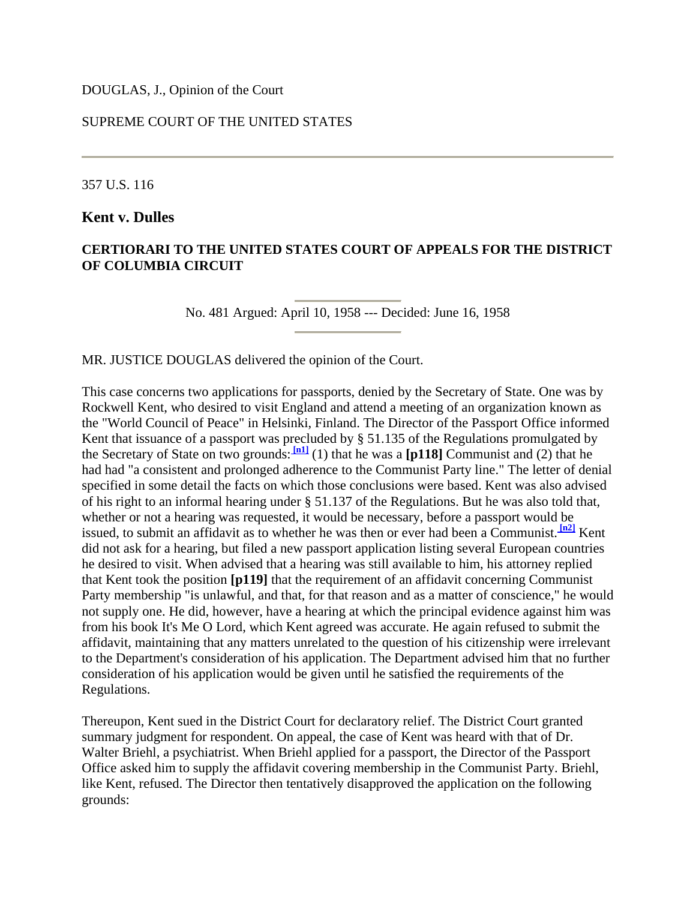DOUGLAS, J., Opinion of the Court

SUPREME COURT OF THE UNITED STATES

---

357 U.S. 116

## Kent v. Dulles

### CERTIORARI TO THE UNITED STATES COURT OF APPEALS FOR THE DISTRICT OF COLUMBIA CIRCUIT

No. 481 Argued: April 10, 1958 --- Decided: June 16, 1958

MR. JUSTICE DOUGLAS delivered the opinion of the Court.

This case concerns two applications for passports, denied by the Secretary of State. One was by Rockwell Kent, who desired to visit England and attend a meeting of an organization known as the "World Council of Peace" in Helsinki, Finland. The Director of the Passport Office informed Kent that issuance of a passport was precluded by § 51.135 of the Regulations promulgated by the Secretary of State on two grounds:[n1] (1) that he was a **[p118]** Communist and (2) that he had had "a consistent and prolonged adherence to the Communist Party line." The letter of denial specified in some detail the facts on which those conclusions were based. Kent was also advised of his right to an informal hearing under § 51.137 of the Regulations. But he was also told that, whether or not a hearing was requested, it would be necessary, before a passport would be issued, to submit an affidavit as to whether he was then or ever had been a Communist.[n2] Kent did not ask for a hearing, but filed a new passport application listing several European countries he desired to visit. When advised that a hearing was still available to him, his attorney replied that Kent took the position **[p119]** that the requirement of an affidavit concerning Communist Party membership "is unlawful, and that, for that reason and as a matter of conscience," he would not supply one. He did, however, have a hearing at which the principal evidence against him was from his book It's Me O Lord, which Kent agreed was accurate. He again refused to submit the affidavit, maintaining that any matters unrelated to the question of his citizenship were irrelevant to the Department's consideration of his application. The Department advised him that no further consideration of his application would be given until he satisfied the requirements of the Regulations.

Thereupon, Kent sued in the District Court for declaratory relief. The District Court granted summary judgment for respondent. On appeal, the case of Kent was heard with that of Dr. Walter Briehl, a psychiatrist. When Briehl applied for a passport, the Director of the Passport Office asked him to supply the affidavit covering membership in the Communist Party. Briehl, like Kent, refused. The Director then tentatively disapproved the application on the following grounds: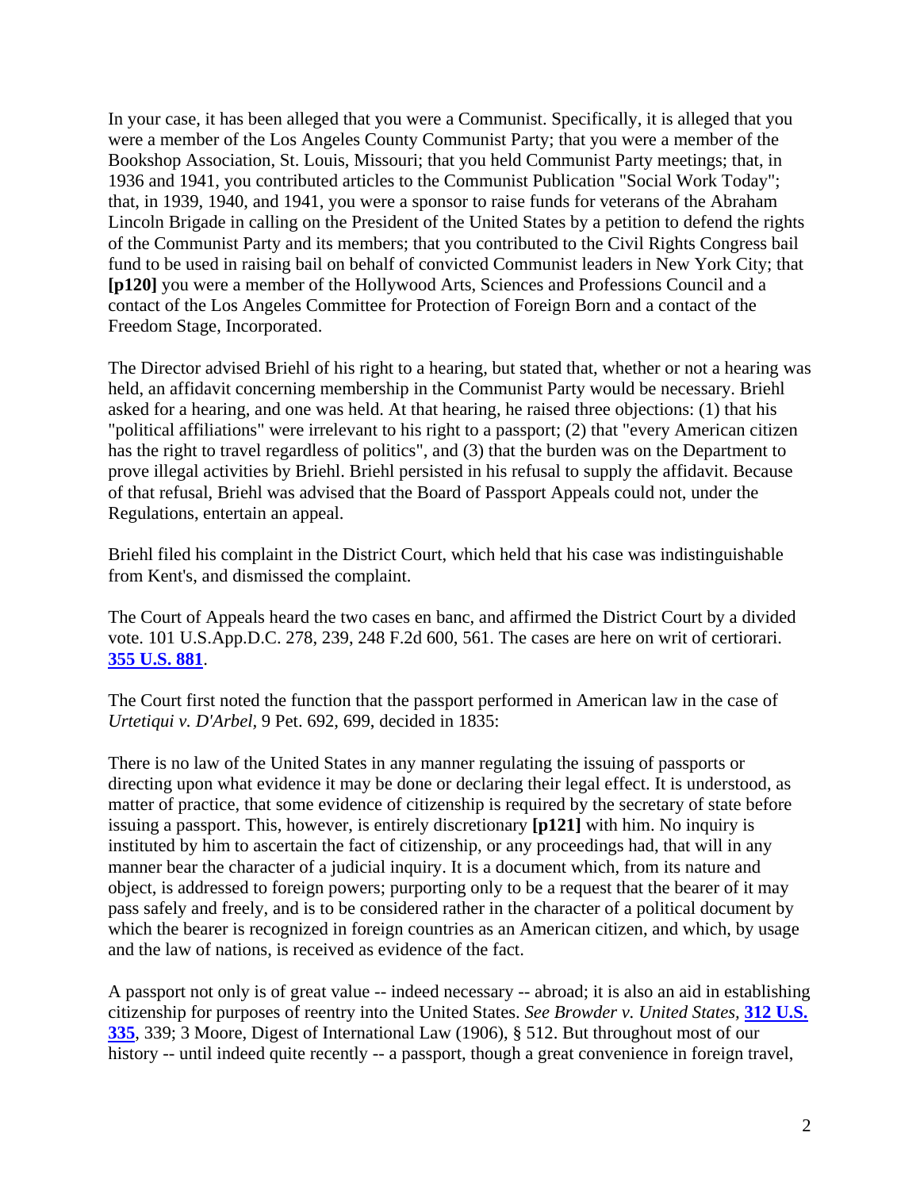In your case, it has been alleged that you were a Communist. Specifically, it is alleged that you were a member of the Los Angeles County Communist Party; that you were a member of the Bookshop Association, St. Louis, Missouri; that you held Communist Party meetings; that, in 1936 and 1941, you contributed articles to the Communist Publication "Social Work Today"; that, in 1939, 1940, and 1941, you were a sponsor to raise funds for veterans of the Abraham Lincoln Brigade in calling on the President of the United States by a petition to defend the rights of the Communist Party and its members; that you contributed to the Civil Rights Congress bail fund to be used in raising bail on behalf of convicted Communist leaders in New York City; that **[p120]** you were a member of the Hollywood Arts, Sciences and Professions Council and a contact of the Los Angeles Committee for Protection of Foreign Born and a contact of the Freedom Stage, Incorporated.

The Director advised Briehl of his right to a hearing, but stated that, whether or not a hearing was held, an affidavit concerning membership in the Communist Party would be necessary. Briehl asked for a hearing, and one was held. At that hearing, he raised three objections: (1) that his "political affiliations" were irrelevant to his right to a passport; (2) that "every American citizen has the right to travel regardless of politics", and (3) that the burden was on the Department to prove illegal activities by Briehl. Briehl persisted in his refusal to supply the affidavit. Because of that refusal, Briehl was advised that the Board of Passport Appeals could not, under the Regulations, entertain an appeal.

Briehl filed his complaint in the District Court, which held that his case was indistinguishable from Kent's, and dismissed the complaint.

The Court of Appeals heard the two cases en banc, and affirmed the District Court by a divided vote. 101 U.S.App.D.C. 278, 239, 248 F.2d 600, 561. The cases are here on writ of certiorari. **355 U.S. 881**.

The Court first noted the function that the passport performed in American law in the case of *Urtetiqui v. D'Arbel*, 9 Pet. 692, 699, decided in 1835:

There is no law of the United States in any manner regulating the issuing of passports or directing upon what evidence it may be done or declaring their legal effect. It is understood, as matter of practice, that some evidence of citizenship is required by the secretary of state before issuing a passport. This, however, is entirely discretionary **[p121]** with him. No inquiry is instituted by him to ascertain the fact of citizenship, or any proceedings had, that will in any manner bear the character of a judicial inquiry. It is a document which, from its nature and object, is addressed to foreign powers; purporting only to be a request that the bearer of it may pass safely and freely, and is to be considered rather in the character of a political document by which the bearer is recognized in foreign countries as an American citizen, and which, by usage and the law of nations, is received as evidence of the fact.

A passport not only is of great value -- indeed necessary -- abroad; it is also an aid in establishing citizenship for purposes of reentry into the United States. *See Browder v. United States,* **312 U.S. 335**, 339; 3 Moore, Digest of International Law (1906), § 512. But throughout most of our history -- until indeed quite recently -- a passport, though a great convenience in foreign travel,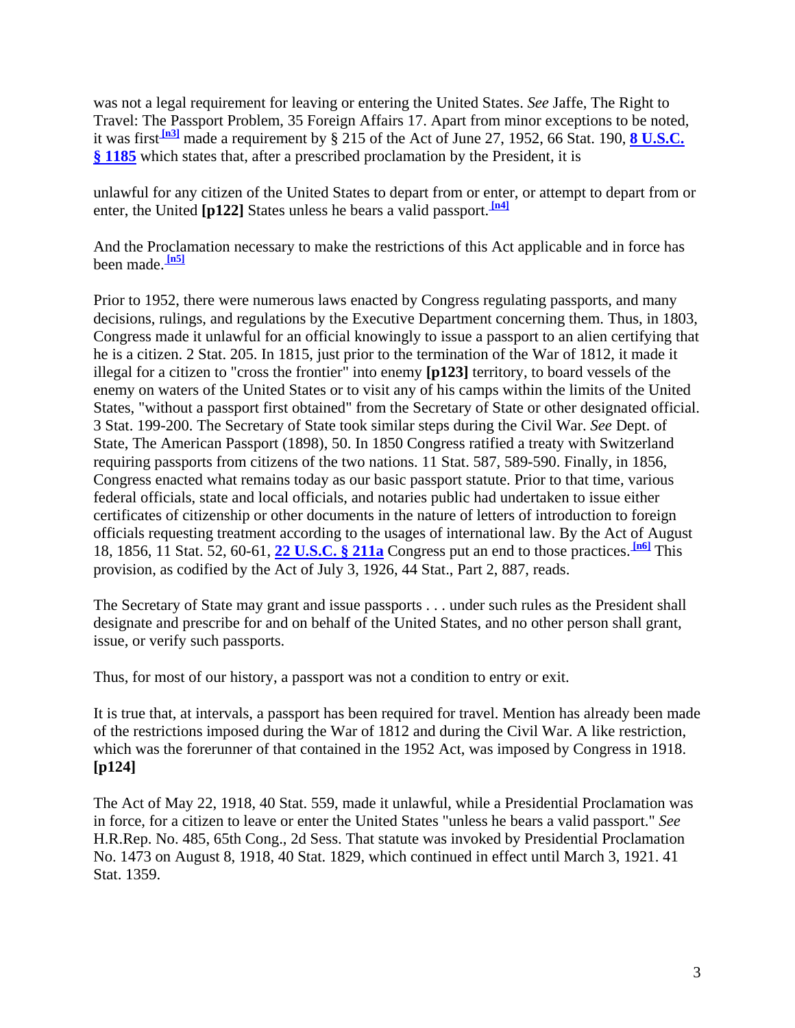was not a legal requirement for leaving or entering the United States. *See* Jaffe, The Right to Travel: The Passport Problem, 35 Foreign Affairs 17. Apart from minor exceptions to be noted, it was first [n3] made a requirement by § 215 of the Act of June 27, 1952, 66 Stat. 190, **8 U.S.C. § 1185** which states that, after a prescribed proclamation by the President, it is

unlawful for any citizen of the United States to depart from or enter, or attempt to depart from or enter, the United **[p122]** States unless he bears a valid passport. [n4]

And the Proclamation necessary to make the restrictions of this Act applicable and in force has been made. [n5]

Prior to 1952, there were numerous laws enacted by Congress regulating passports, and many decisions, rulings, and regulations by the Executive Department concerning them. Thus, in 1803, Congress made it unlawful for an official knowingly to issue a passport to an alien certifying that he is a citizen. 2 Stat. 205. In 1815, just prior to the termination of the War of 1812, it made it illegal for a citizen to "cross the frontier" into enemy **[p123]** territory, to board vessels of the enemy on waters of the United States or to visit any of his camps within the limits of the United States, "without a passport first obtained" from the Secretary of State or other designated official. 3 Stat. 199-200. The Secretary of State took similar steps during the Civil War. *See* Dept. of State, The American Passport (1898), 50. In 1850 Congress ratified a treaty with Switzerland requiring passports from citizens of the two nations. 11 Stat. 587, 589-590. Finally, in 1856, Congress enacted what remains today as our basic passport statute. Prior to that time, various federal officials, state and local officials, and notaries public had undertaken to issue either certificates of citizenship or other documents in the nature of letters of introduction to foreign officials requesting treatment according to the usages of international law. By the Act of August 18, 1856, 11 Stat. 52, 60-61, **22 U.S.C. § 211a** Congress put an end to those practices. [n6] This provision, as codified by the Act of July 3, 1926, 44 Stat., Part 2, 887, reads.

The Secretary of State may grant and issue passports . . . under such rules as the President shall designate and prescribe for and on behalf of the United States, and no other person shall grant, issue, or verify such passports.

Thus, for most of our history, a passport was not a condition to entry or exit.

It is true that, at intervals, a passport has been required for travel. Mention has already been made of the restrictions imposed during the War of 1812 and during the Civil War. A like restriction, which was the forerunner of that contained in the 1952 Act, was imposed by Congress in 1918. **[p124]**

The Act of May 22, 1918, 40 Stat. 559, made it unlawful, while a Presidential Proclamation was in force, for a citizen to leave or enter the United States "unless he bears a valid passport." *See* H.R.Rep. No. 485, 65th Cong., 2d Sess. That statute was invoked by Presidential Proclamation No. 1473 on August 8, 1918, 40 Stat. 1829, which continued in effect until March 3, 1921. 41 Stat. 1359.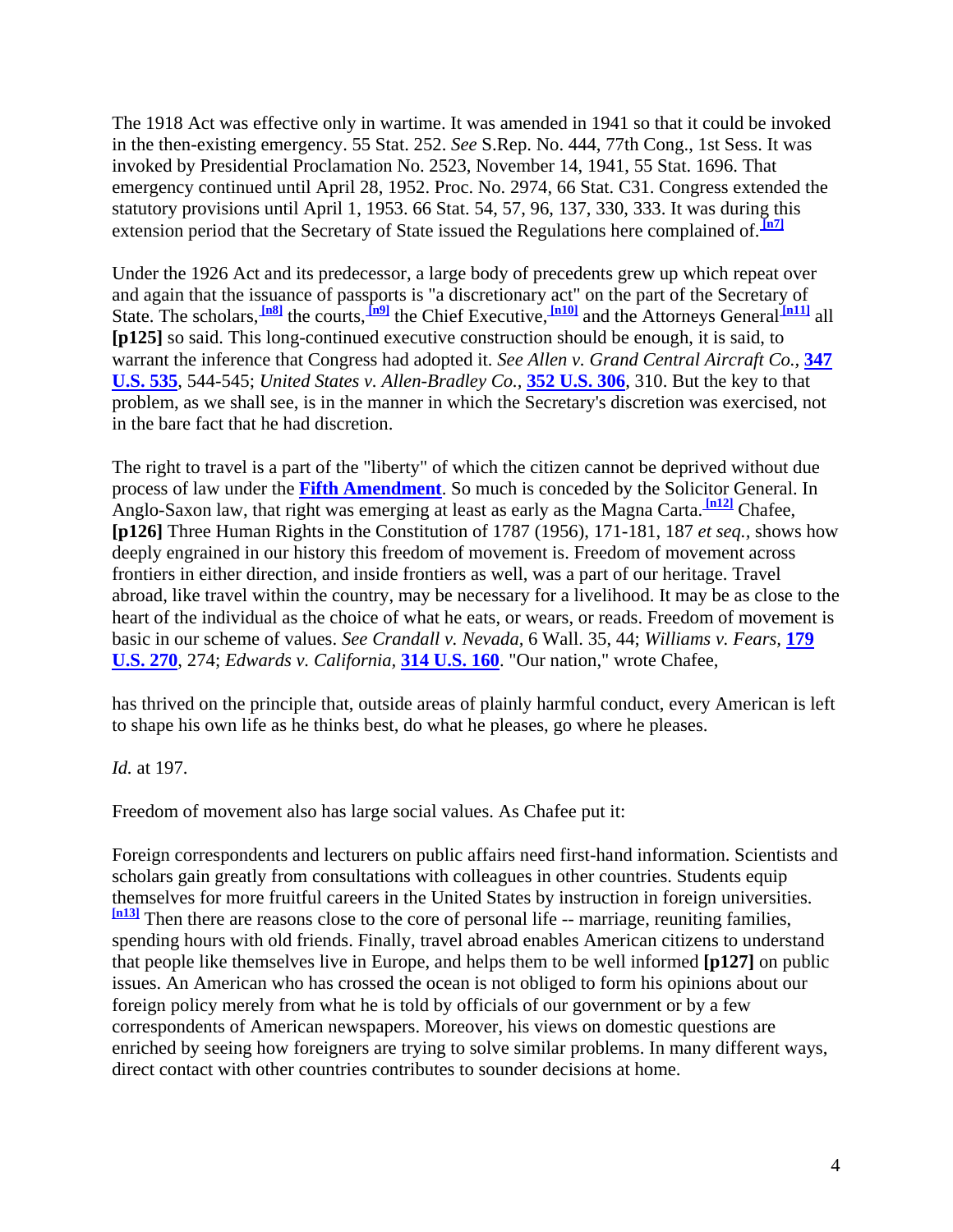The 1918 Act was effective only in wartime. It was amended in 1941 so that it could be invoked in the then-existing emergency. 55 Stat. 252. *See* S.Rep. No. 444, 77th Cong., 1st Sess. It was invoked by Presidential Proclamation No. 2523, November 14, 1941, 55 Stat. 1696. That emergency continued until April 28, 1952. Proc. No. 2974, 66 Stat. C31. Congress extended the statutory provisions until April 1, 1953. 66 Stat. 54, 57, 96, 137, 330, 333. It was during this extension period that the Secretary of State issued the Regulations here complained of.[n7]

Under the 1926 Act and its predecessor, a large body of precedents grew up which repeat over and over again that the issuance of passports is "a discretionary act" on the part of the Secretary of State. The scholars,[n8] the courts,[n9] the Chief Executive,[n10] and the Attorneys General[n11] all **[p125]** so said. This long-continued executive construction should be enough, it is said, to warrant the inference that Congress had adopted it. *See Allen v. Grand Central Aircraft Co.,* **347 U.S. 535**, 544-545; *United States v. Allen-Bradley Co.,* **352 U.S. 306**, 310. But the key to that problem, as we shall see, is in the manner in which the Secretary's discretion was exercised, not in the bare fact that he had discretion.

The right to travel is a part of the "liberty" of which the citizen cannot be deprived without due process of law under the **Fifth Amendment**. So much is conceded by the Solicitor General. In Anglo-Saxon law, that right was emerging at least as early as the Magna Carta.[n12] Chafee, **[p126]** Three Human Rights in the Constitution of 1787 (1956), 171-181, 187 *et seq.*, shows how deeply engrained in our history this freedom of movement is. Freedom of movement across frontiers in either direction, and inside frontiers as well, was a part of our heritage. Travel abroad, like travel within the country, may be necessary for a livelihood. It may be as close to the heart of the individual as the choice of what he eats, or wears, or reads. Freedom of movement is basic in our scheme of values. *See Crandall v. Nevada,* 6 Wall. 35, 44; *Williams v. Fears,* **179 U.S. 270**, 274; *Edwards v. California,* **314 U.S. 160**. "Our nation," wrote Chafee,

has thrived on the principle that, outside areas of plainly harmful conduct, every American is left to shape his own life as he thinks best, do what he pleases, go where he pleases.

*Id.* at 197.

Freedom of movement also has large social values. As Chafee put it:

Foreign correspondents and lecturers on public affairs need first-hand information. Scientists and scholars gain greatly from consultations with colleagues in other countries. Students equip themselves for more fruitful careers in the United States by instruction in foreign universities.[n13] Then there are reasons close to the core of personal life -- marriage, reuniting families, spending hours with old friends. Finally, travel abroad enables American citizens to understand that people like themselves live in Europe, and helps them to be well informed **[p127]** on public issues. An American who has crossed the ocean is not obliged to form his opinions about our foreign policy merely from what he is told by officials of our government or by a few correspondents of American newspapers. Moreover, his views on domestic questions are enriched by seeing how foreigners are trying to solve similar problems. In many different ways, direct contact with other countries contributes to sounder decisions at home.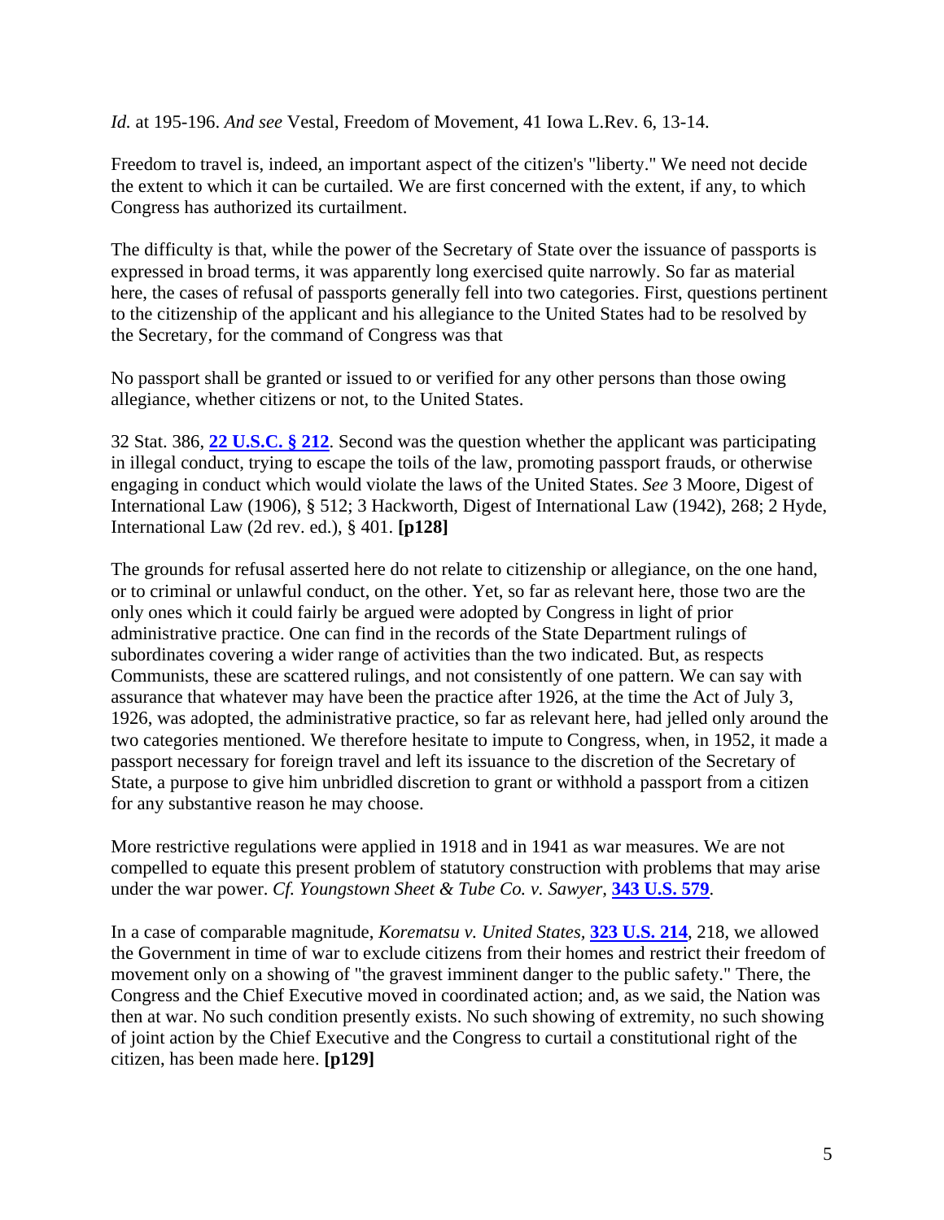*Id.* at 195-196. *And see* Vestal, Freedom of Movement, 41 Iowa L.Rev. 6, 13-14.

Freedom to travel is, indeed, an important aspect of the citizen's "liberty." We need not decide the extent to which it can be curtailed. We are first concerned with the extent, if any, to which Congress has authorized its curtailment.

The difficulty is that, while the power of the Secretary of State over the issuance of passports is expressed in broad terms, it was apparently long exercised quite narrowly. So far as material here, the cases of refusal of passports generally fell into two categories. First, questions pertinent to the citizenship of the applicant and his allegiance to the United States had to be resolved by the Secretary, for the command of Congress was that

No passport shall be granted or issued to or verified for any other persons than those owing allegiance, whether citizens or not, to the United States.

32 Stat. 386, **22 U.S.C. § 212**. Second was the question whether the applicant was participating in illegal conduct, trying to escape the toils of the law, promoting passport frauds, or otherwise engaging in conduct which would violate the laws of the United States. *See* 3 Moore, Digest of International Law (1906), § 512; 3 Hackworth, Digest of International Law (1942), 268; 2 Hyde, International Law (2d rev. ed.), § 401. **[p128]**

The grounds for refusal asserted here do not relate to citizenship or allegiance, on the one hand, or to criminal or unlawful conduct, on the other. Yet, so far as relevant here, those two are the only ones which it could fairly be argued were adopted by Congress in light of prior administrative practice. One can find in the records of the State Department rulings of subordinates covering a wider range of activities than the two indicated. But, as respects Communists, these are scattered rulings, and not consistently of one pattern. We can say with assurance that whatever may have been the practice after 1926, at the time the Act of July 3, 1926, was adopted, the administrative practice, so far as relevant here, had jelled only around the two categories mentioned. We therefore hesitate to impute to Congress, when, in 1952, it made a passport necessary for foreign travel and left its issuance to the discretion of the Secretary of State, a purpose to give him unbridled discretion to grant or withhold a passport from a citizen for any substantive reason he may choose.

More restrictive regulations were applied in 1918 and in 1941 as war measures. We are not compelled to equate this present problem of statutory construction with problems that may arise under the war power. *Cf. Youngstown Sheet & Tube Co. v. Sawyer*, **343 U.S. 579**.

In a case of comparable magnitude, *Korematsu v. United States*, **323 U.S. 214**, 218, we allowed the Government in time of war to exclude citizens from their homes and restrict their freedom of movement only on a showing of "the gravest imminent danger to the public safety." There, the Congress and the Chief Executive moved in coordinated action; and, as we said, the Nation was then at war. No such condition presently exists. No such showing of extremity, no such showing of joint action by the Chief Executive and the Congress to curtail a constitutional right of the citizen, has been made here. **[p129]**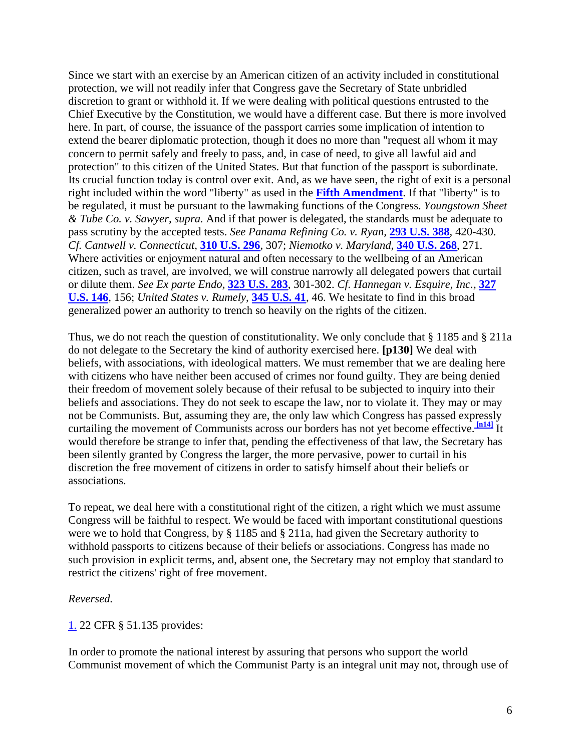Since we start with an exercise by an American citizen of an activity included in constitutional protection, we will not readily infer that Congress gave the Secretary of State unbridled discretion to grant or withhold it. If we were dealing with political questions entrusted to the Chief Executive by the Constitution, we would have a different case. But there is more involved here. In part, of course, the issuance of the passport carries some implication of intention to extend the bearer diplomatic protection, though it does no more than "request all whom it may concern to permit safely and freely to pass, and, in case of need, to give all lawful aid and protection" to this citizen of the United States. But that function of the passport is subordinate. Its crucial function today is control over exit. And, as we have seen, the right of exit is a personal right included within the word "liberty" as used in the **Fifth Amendment**. If that "liberty" is to be regulated, it must be pursuant to the lawmaking functions of the Congress. *Youngstown Sheet & Tube Co. v. Sawyer, supra.* And if that power is delegated, the standards must be adequate to pass scrutiny by the accepted tests. *See Panama Refining Co. v. Ryan,* **293 U.S. 388**, 420-430. *Cf. Cantwell v. Connecticut,* **310 U.S. 296**, 307; *Niemotko v. Maryland,* **340 U.S. 268**, 271. Where activities or enjoyment natural and often necessary to the wellbeing of an American citizen, such as travel, are involved, we will construe narrowly all delegated powers that curtail or dilute them. *See Ex parte Endo,* **323 U.S. 283**, 301-302. *Cf. Hannegan v. Esquire, Inc.,* **327 U.S. 146**, 156; *United States v. Rumely,* **345 U.S. 41**, 46. We hesitate to find in this broad generalized power an authority to trench so heavily on the rights of the citizen.

Thus, we do not reach the question of constitutionality. We only conclude that § 1185 and § 211a do not delegate to the Secretary the kind of authority exercised here. **[p130]** We deal with beliefs, with associations, with ideological matters. We must remember that we are dealing here with citizens who have neither been accused of crimes nor found guilty. They are being denied their freedom of movement solely because of their refusal to be subjected to inquiry into their beliefs and associations. They do not seek to escape the law, nor to violate it. They may or may not be Communists. But, assuming they are, the only law which Congress has passed expressly curtailing the movement of Communists across our borders has not yet become effective.[n14] It would therefore be strange to infer that, pending the effectiveness of that law, the Secretary has been silently granted by Congress the larger, the more pervasive, power to curtail in his discretion the free movement of citizens in order to satisfy himself about their beliefs or associations.

To repeat, we deal here with a constitutional right of the citizen, a right which we must assume Congress will be faithful to respect. We would be faced with important constitutional questions were we to hold that Congress, by § 1185 and § 211a, had given the Secretary authority to withhold passports to citizens because of their beliefs or associations. Congress has made no such provision in explicit terms, and, absent one, the Secretary may not employ that standard to restrict the citizens' right of free movement.

*Reversed.*

1. 22 CFR § 51.135 provides:

In order to promote the national interest by assuring that persons who support the world Communist movement of which the Communist Party is an integral unit may not, through use of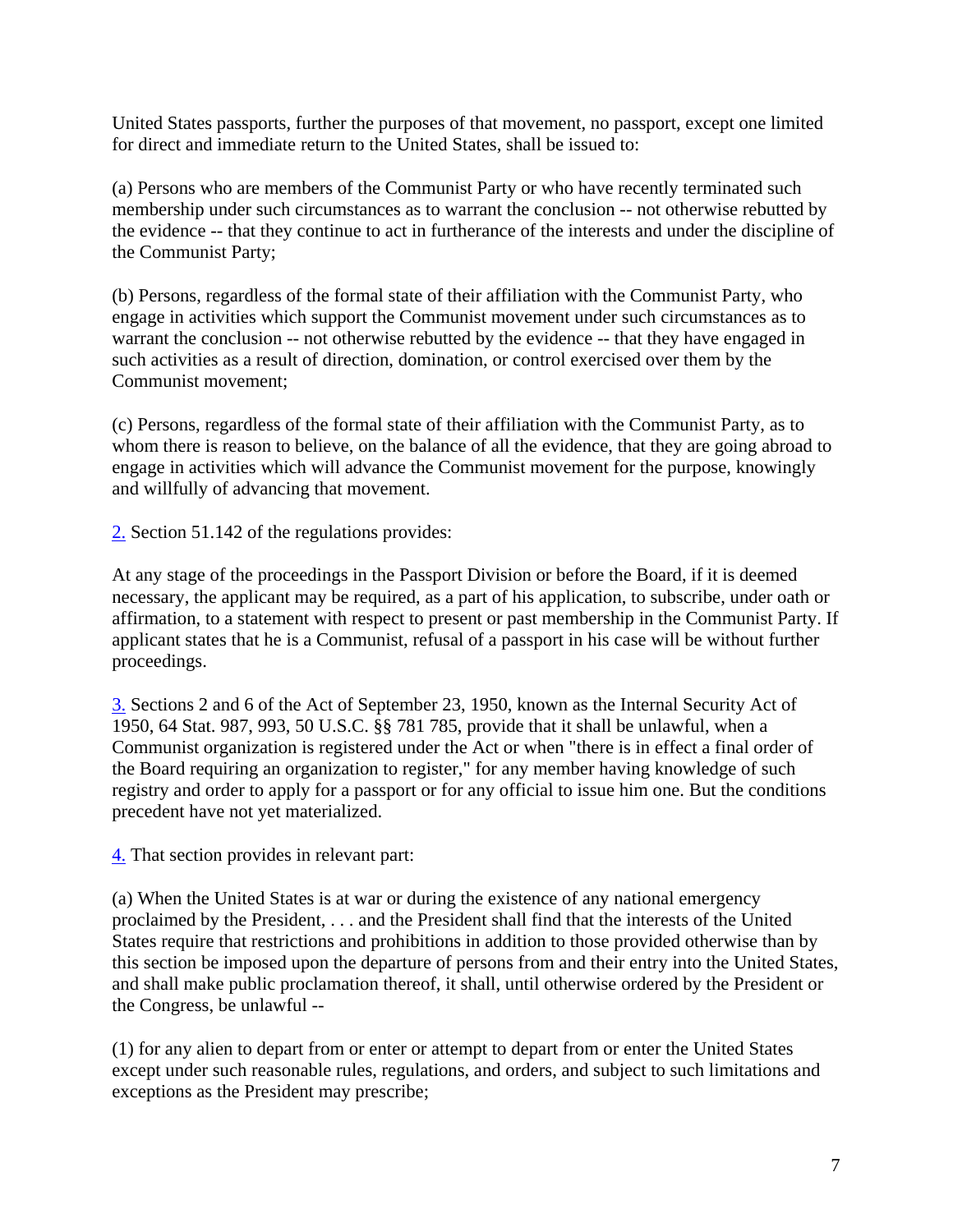United States passports, further the purposes of that movement, no passport, except one limited for direct and immediate return to the United States, shall be issued to:

(a) Persons who are members of the Communist Party or who have recently terminated such membership under such circumstances as to warrant the conclusion -- not otherwise rebutted by the evidence -- that they continue to act in furtherance of the interests and under the discipline of the Communist Party;

(b) Persons, regardless of the formal state of their affiliation with the Communist Party, who engage in activities which support the Communist movement under such circumstances as to warrant the conclusion -- not otherwise rebutted by the evidence -- that they have engaged in such activities as a result of direction, domination, or control exercised over them by the Communist movement;

(c) Persons, regardless of the formal state of their affiliation with the Communist Party, as to whom there is reason to believe, on the balance of all the evidence, that they are going abroad to engage in activities which will advance the Communist movement for the purpose, knowingly and willfully of advancing that movement.

2. Section 51.142 of the regulations provides:

At any stage of the proceedings in the Passport Division or before the Board, if it is deemed necessary, the applicant may be required, as a part of his application, to subscribe, under oath or affirmation, to a statement with respect to present or past membership in the Communist Party. If applicant states that he is a Communist, refusal of a passport in his case will be without further proceedings.

3. Sections 2 and 6 of the Act of September 23, 1950, known as the Internal Security Act of 1950, 64 Stat. 987, 993, 50 U.S.C. §§ 781 785, provide that it shall be unlawful, when a Communist organization is registered under the Act or when "there is in effect a final order of the Board requiring an organization to register," for any member having knowledge of such registry and order to apply for a passport or for any official to issue him one. But the conditions precedent have not yet materialized.

4. That section provides in relevant part:

(a) When the United States is at war or during the existence of any national emergency proclaimed by the President, . . . and the President shall find that the interests of the United States require that restrictions and prohibitions in addition to those provided otherwise than by this section be imposed upon the departure of persons from and their entry into the United States, and shall make public proclamation thereof, it shall, until otherwise ordered by the President or the Congress, be unlawful --

(1) for any alien to depart from or enter or attempt to depart from or enter the United States except under such reasonable rules, regulations, and orders, and subject to such limitations and exceptions as the President may prescribe;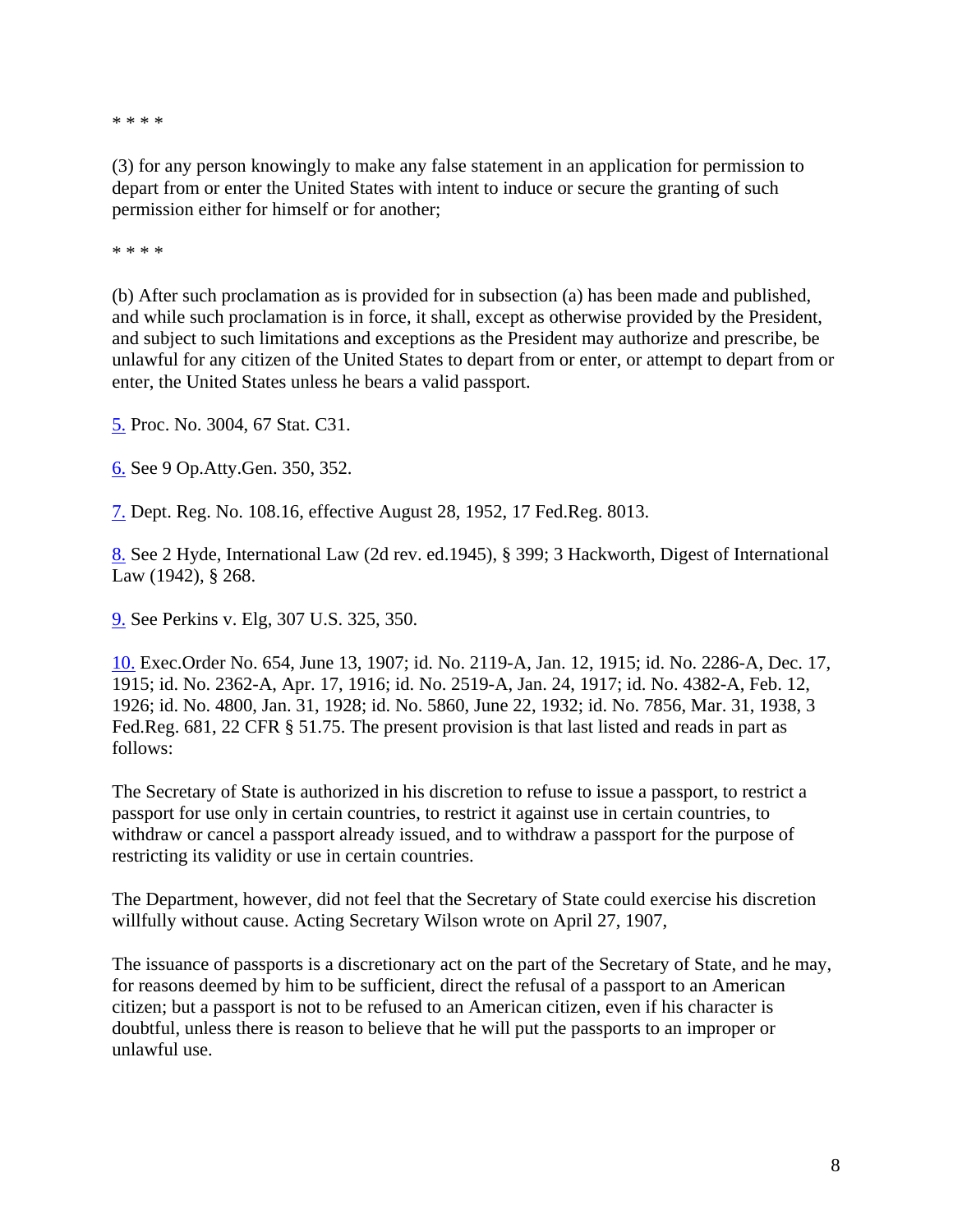* * * *

(3) for any person knowingly to make any false statement in an application for permission to depart from or enter the United States with intent to induce or secure the granting of such permission either for himself or for another;

* * * *

(b) After such proclamation as is provided for in subsection (a) has been made and published, and while such proclamation is in force, it shall, except as otherwise provided by the President, and subject to such limitations and exceptions as the President may authorize and prescribe, be unlawful for any citizen of the United States to depart from or enter, or attempt to depart from or enter, the United States unless he bears a valid passport.

5. Proc. No. 3004, 67 Stat. C31.

6. See 9 Op.Atty.Gen. 350, 352.

7. Dept. Reg. No. 108.16, effective August 28, 1952, 17 Fed.Reg. 8013.

8. See 2 Hyde, International Law (2d rev. ed.1945), § 399; 3 Hackworth, Digest of International Law (1942), § 268.

9. See Perkins v. Elg, 307 U.S. 325, 350.

10. Exec.Order No. 654, June 13, 1907; id. No. 2119-A, Jan. 12, 1915; id. No. 2286-A, Dec. 17, 1915; id. No. 2362-A, Apr. 17, 1916; id. No. 2519-A, Jan. 24, 1917; id. No. 4382-A, Feb. 12, 1926; id. No. 4800, Jan. 31, 1928; id. No. 5860, June 22, 1932; id. No. 7856, Mar. 31, 1938, 3 Fed.Reg. 681, 22 CFR § 51.75. The present provision is that last listed and reads in part as follows:

The Secretary of State is authorized in his discretion to refuse to issue a passport, to restrict a passport for use only in certain countries, to restrict it against use in certain countries, to withdraw or cancel a passport already issued, and to withdraw a passport for the purpose of restricting its validity or use in certain countries.

The Department, however, did not feel that the Secretary of State could exercise his discretion willfully without cause. Acting Secretary Wilson wrote on April 27, 1907,

The issuance of passports is a discretionary act on the part of the Secretary of State, and he may, for reasons deemed by him to be sufficient, direct the refusal of a passport to an American citizen; but a passport is not to be refused to an American citizen, even if his character is doubtful, unless there is reason to believe that he will put the passports to an improper or unlawful use.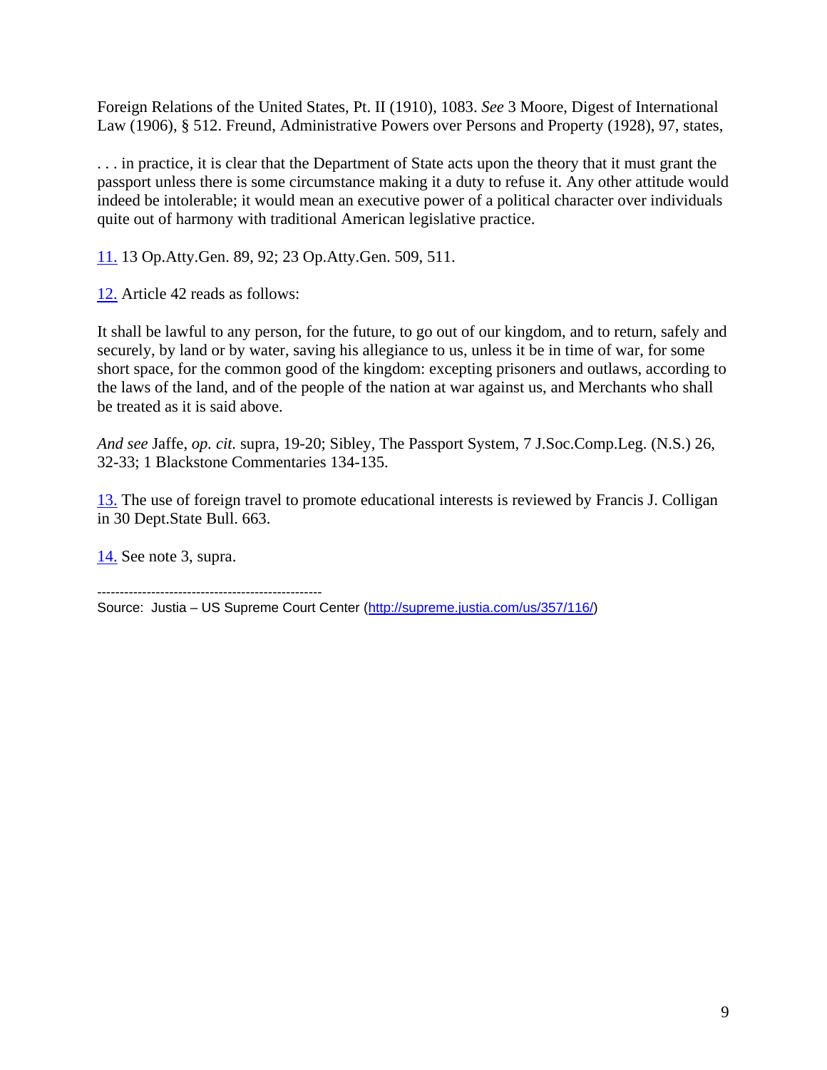Foreign Relations of the United States, Pt. II (1910), 1083. *See* 3 Moore, Digest of International Law (1906), § 512. Freund, Administrative Powers over Persons and Property (1928), 97, states,

. . . in practice, it is clear that the Department of State acts upon the theory that it must grant the passport unless there is some circumstance making it a duty to refuse it. Any other attitude would indeed be intolerable; it would mean an executive power of a political character over individuals quite out of harmony with traditional American legislative practice.

11. 13 Op.Atty.Gen. 89, 92; 23 Op.Atty.Gen. 509, 511.

12. Article 42 reads as follows:

It shall be lawful to any person, for the future, to go out of our kingdom, and to return, safely and securely, by land or by water, saving his allegiance to us, unless it be in time of war, for some short space, for the common good of the kingdom: excepting prisoners and outlaws, according to the laws of the land, and of the people of the nation at war against us, and Merchants who shall be treated as it is said above.

*And see* Jaffe, *op. cit.* supra, 19-20; Sibley, The Passport System, 7 J.Soc.Comp.Leg. (N.S.) 26, 32-33; 1 Blackstone Commentaries 134-135.

13. The use of foreign travel to promote educational interests is reviewed by Francis J. Colligan in 30 Dept.State Bull. 663.

14. See note 3, supra.

--------------------------------------------------

Source: Justia – US Supreme Court Center (http://supreme.justia.com/us/357/116/)